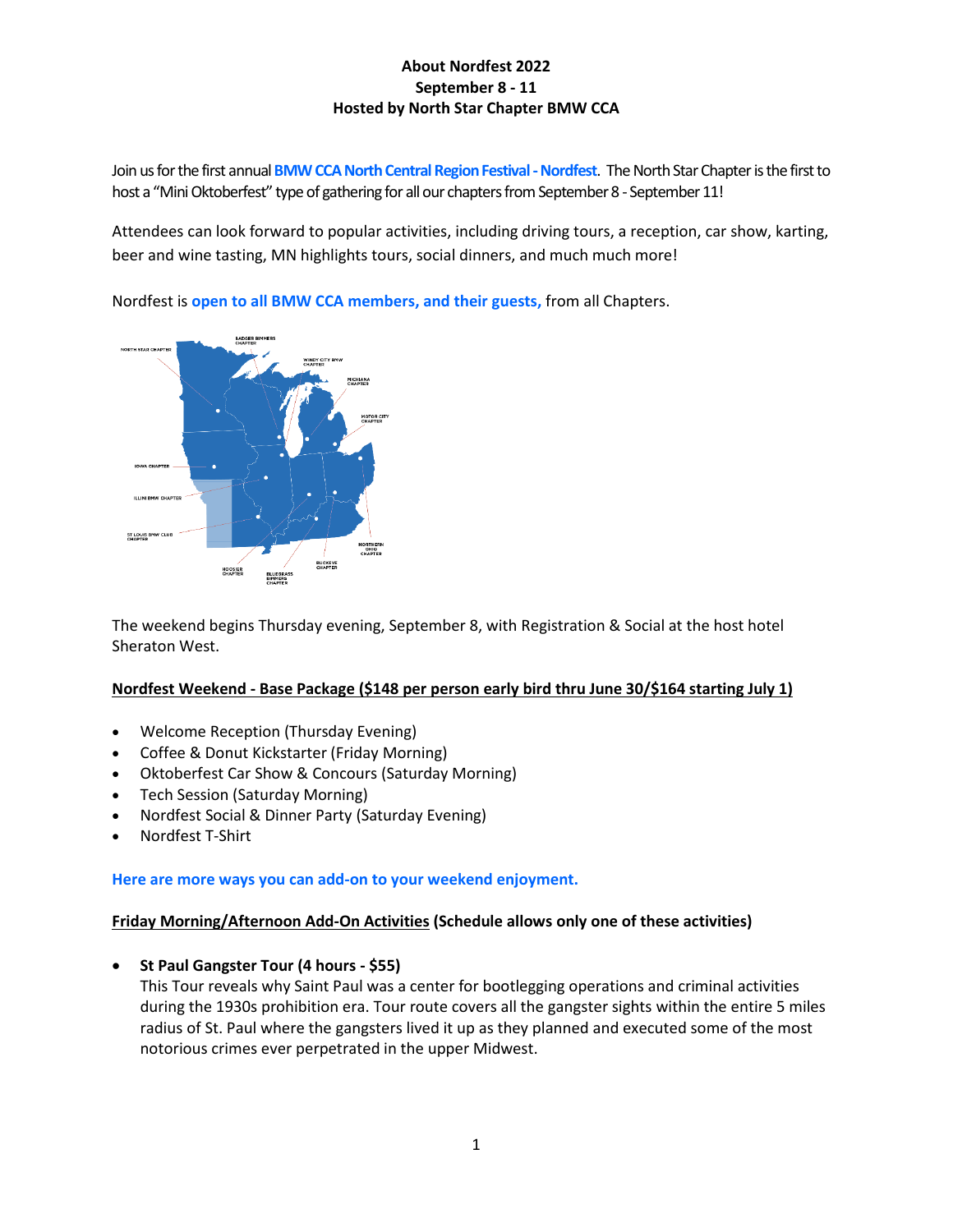**About Nordfest 2022**
**September 8 - 11**
**Hosted by North Star Chapter BMW CCA**

Join us for the first annual **BMW CCA North Central Region Festival - Nordfest**. The North Star Chapter is the first to host a "Mini Oktoberfest" type of gathering for all our chapters from September 8 - September 11!

Attendees can look forward to popular activities, including driving tours, a reception, car show, karting, beer and wine tasting, MN highlights tours, social dinners, and much much more!

Nordfest is **open to all BMW CCA members, and their guests,** from all Chapters.

The weekend begins Thursday evening, September 8, with Registration & Social at the host hotel Sheraton West.

**Nordfest Weekend - Base Package ($148 per person early bird thru June 30/$164 starting July 1)**

- Welcome Reception (Thursday Evening)
- Coffee & Donut Kickstarter (Friday Morning)
- Oktoberfest Car Show & Concours (Saturday Morning)
- Tech Session (Saturday Morning)
- Nordfest Social & Dinner Party (Saturday Evening)
- Nordfest T-Shirt

**Here are more ways you can add-on to your weekend enjoyment.**

**Friday Morning/Afternoon Add-On Activities (Schedule allows only one of these activities)**

- **St Paul Gangster Tour (4 hours - $55)**
  This Tour reveals why Saint Paul was a center for bootlegging operations and criminal activities during the 1930s prohibition era. Tour route covers all the gangster sights within the entire 5 miles radius of St. Paul where the gangsters lived it up as they planned and executed some of the most notorious crimes ever perpetrated in the upper Midwest.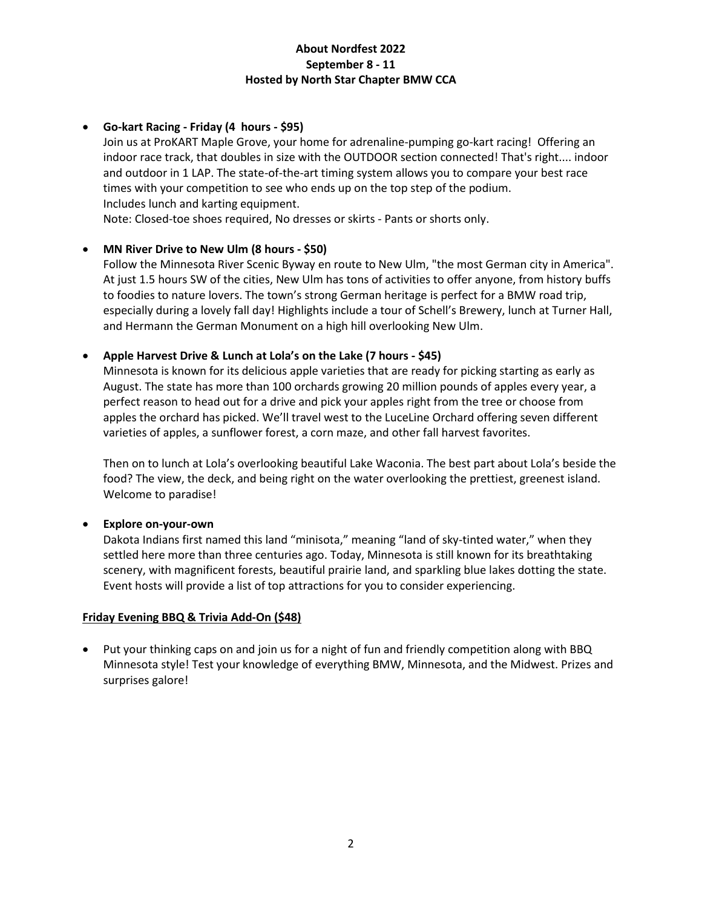**About Nordfest 2022**
**September 8 - 11**
**Hosted by North Star Chapter BMW CCA**

- **Go-kart Racing - Friday (4 hours - $95)**
  Join us at ProKART Maple Grove, your home for adrenaline-pumping go-kart racing! Offering an indoor race track, that doubles in size with the OUTDOOR section connected! That's right.... indoor and outdoor in 1 LAP. The state-of-the-art timing system allows you to compare your best race times with your competition to see who ends up on the top step of the podium.
  Includes lunch and karting equipment.
  Note: Closed-toe shoes required, No dresses or skirts - Pants or shorts only.

- **MN River Drive to New Ulm (8 hours - $50)**
  Follow the Minnesota River Scenic Byway en route to New Ulm, "the most German city in America". At just 1.5 hours SW of the cities, New Ulm has tons of activities to offer anyone, from history buffs to foodies to nature lovers. The town's strong German heritage is perfect for a BMW road trip, especially during a lovely fall day! Highlights include a tour of Schell's Brewery, lunch at Turner Hall, and Hermann the German Monument on a high hill overlooking New Ulm.

- **Apple Harvest Drive & Lunch at Lola's on the Lake (7 hours - $45)**
  Minnesota is known for its delicious apple varieties that are ready for picking starting as early as August. The state has more than 100 orchards growing 20 million pounds of apples every year, a perfect reason to head out for a drive and pick your apples right from the tree or choose from apples the orchard has picked. We'll travel west to the LuceLine Orchard offering seven different varieties of apples, a sunflower forest, a corn maze, and other fall harvest favorites.

  Then on to lunch at Lola's overlooking beautiful Lake Waconia. The best part about Lola's beside the food? The view, the deck, and being right on the water overlooking the prettiest, greenest island. Welcome to paradise!

- **Explore on-your-own**
  Dakota Indians first named this land "minisota," meaning "land of sky-tinted water," when they settled here more than three centuries ago. Today, Minnesota is still known for its breathtaking scenery, with magnificent forests, beautiful prairie land, and sparkling blue lakes dotting the state. Event hosts will provide a list of top attractions for you to consider experiencing.

**Friday Evening BBQ & Trivia Add-On ($48)**

- Put your thinking caps on and join us for a night of fun and friendly competition along with BBQ Minnesota style! Test your knowledge of everything BMW, Minnesota, and the Midwest. Prizes and surprises galore!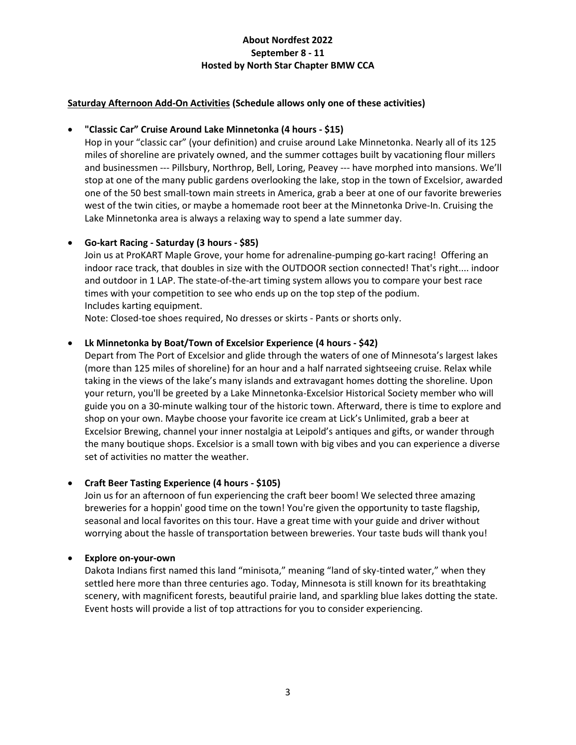**About Nordfest 2022**
**September 8 - 11**
**Hosted by North Star Chapter BMW CCA**

**Saturday Afternoon Add-On Activities (Schedule allows only one of these activities)**

- **"Classic Car" Cruise Around Lake Minnetonka (4 hours - $15)**
  Hop in your "classic car" (your definition) and cruise around Lake Minnetonka. Nearly all of its 125 miles of shoreline are privately owned, and the summer cottages built by vacationing flour millers and businessmen --- Pillsbury, Northrop, Bell, Loring, Peavey --- have morphed into mansions. We'll stop at one of the many public gardens overlooking the lake, stop in the town of Excelsior, awarded one of the 50 best small-town main streets in America, grab a beer at one of our favorite breweries west of the twin cities, or maybe a homemade root beer at the Minnetonka Drive-In. Cruising the Lake Minnetonka area is always a relaxing way to spend a late summer day.

- **Go-kart Racing - Saturday (3 hours - $85)**
  Join us at ProKART Maple Grove, your home for adrenaline-pumping go-kart racing! Offering an indoor race track, that doubles in size with the OUTDOOR section connected! That's right.... indoor and outdoor in 1 LAP. The state-of-the-art timing system allows you to compare your best race times with your competition to see who ends up on the top step of the podium.
  Includes karting equipment.
  Note: Closed-toe shoes required, No dresses or skirts - Pants or shorts only.

- **Lk Minnetonka by Boat/Town of Excelsior Experience (4 hours - $42)**
  Depart from The Port of Excelsior and glide through the waters of one of Minnesota's largest lakes (more than 125 miles of shoreline) for an hour and a half narrated sightseeing cruise. Relax while taking in the views of the lake's many islands and extravagant homes dotting the shoreline. Upon your return, you'll be greeted by a Lake Minnetonka-Excelsior Historical Society member who will guide you on a 30-minute walking tour of the historic town. Afterward, there is time to explore and shop on your own. Maybe choose your favorite ice cream at Lick's Unlimited, grab a beer at Excelsior Brewing, channel your inner nostalgia at Leipold's antiques and gifts, or wander through the many boutique shops. Excelsior is a small town with big vibes and you can experience a diverse set of activities no matter the weather.

- **Craft Beer Tasting Experience (4 hours - $105)**
  Join us for an afternoon of fun experiencing the craft beer boom! We selected three amazing breweries for a hoppin' good time on the town! You're given the opportunity to taste flagship, seasonal and local favorites on this tour. Have a great time with your guide and driver without worrying about the hassle of transportation between breweries. Your taste buds will thank you!

- **Explore on-your-own**
  Dakota Indians first named this land "minisota," meaning "land of sky-tinted water," when they settled here more than three centuries ago. Today, Minnesota is still known for its breathtaking scenery, with magnificent forests, beautiful prairie land, and sparkling blue lakes dotting the state. Event hosts will provide a list of top attractions for you to consider experiencing.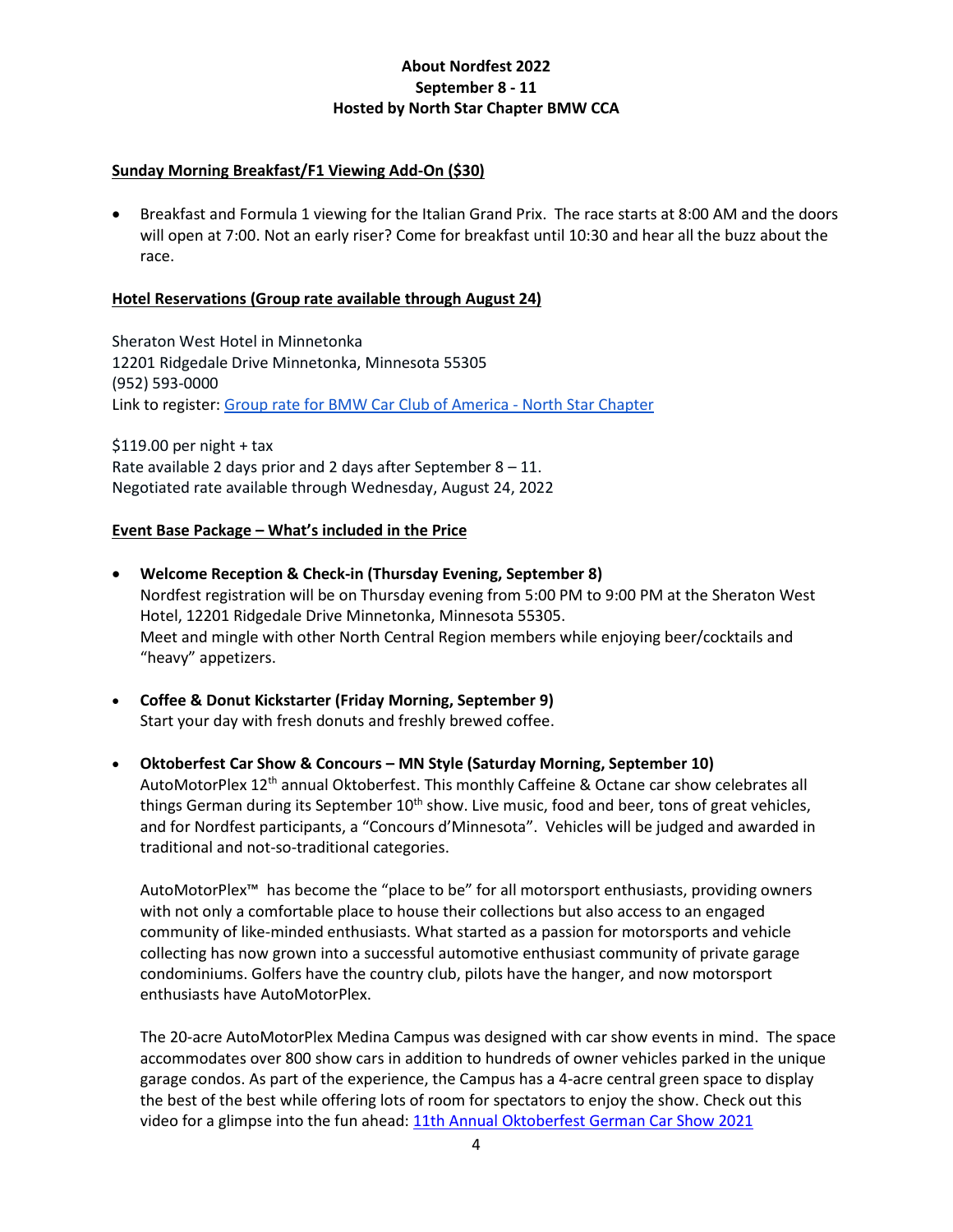## About Nordfest 2022
## September 8 - 11
## Hosted by North Star Chapter BMW CCA

**Sunday Morning Breakfast/F1 Viewing Add-On ($30)**

- Breakfast and Formula 1 viewing for the Italian Grand Prix. The race starts at 8:00 AM and the doors will open at 7:00. Not an early riser? Come for breakfast until 10:30 and hear all the buzz about the race.

**Hotel Reservations (Group rate available through August 24)**

Sheraton West Hotel in Minnetonka
12201 Ridgedale Drive Minnetonka, Minnesota 55305
(952) 593-0000
Link to register: Group rate for BMW Car Club of America - North Star Chapter

$119.00 per night + tax
Rate available 2 days prior and 2 days after September 8 – 11.
Negotiated rate available through Wednesday, August 24, 2022

**Event Base Package – What's included in the Price**

- **Welcome Reception & Check-in (Thursday Evening, September 8)**
  Nordfest registration will be on Thursday evening from 5:00 PM to 9:00 PM at the Sheraton West Hotel, 12201 Ridgedale Drive Minnetonka, Minnesota 55305.
  Meet and mingle with other North Central Region members while enjoying beer/cocktails and "heavy" appetizers.

- **Coffee & Donut Kickstarter (Friday Morning, September 9)**
  Start your day with fresh donuts and freshly brewed coffee.

- **Oktoberfest Car Show & Concours – MN Style (Saturday Morning, September 10)**
  AutoMotorPlex 12th annual Oktoberfest. This monthly Caffeine & Octane car show celebrates all things German during its September 10th show. Live music, food and beer, tons of great vehicles, and for Nordfest participants, a "Concours d'Minnesota". Vehicles will be judged and awarded in traditional and not-so-traditional categories.

  AutoMotorPlex™ has become the "place to be" for all motorsport enthusiasts, providing owners with not only a comfortable place to house their collections but also access to an engaged community of like-minded enthusiasts. What started as a passion for motorsports and vehicle collecting has now grown into a successful automotive enthusiast community of private garage condominiums. Golfers have the country club, pilots have the hanger, and now motorsport enthusiasts have AutoMotorPlex.

  The 20-acre AutoMotorPlex Medina Campus was designed with car show events in mind. The space accommodates over 800 show cars in addition to hundreds of owner vehicles parked in the unique garage condos. As part of the experience, the Campus has a 4-acre central green space to display the best of the best while offering lots of room for spectators to enjoy the show. Check out this video for a glimpse into the fun ahead: 11th Annual Oktoberfest German Car Show 2021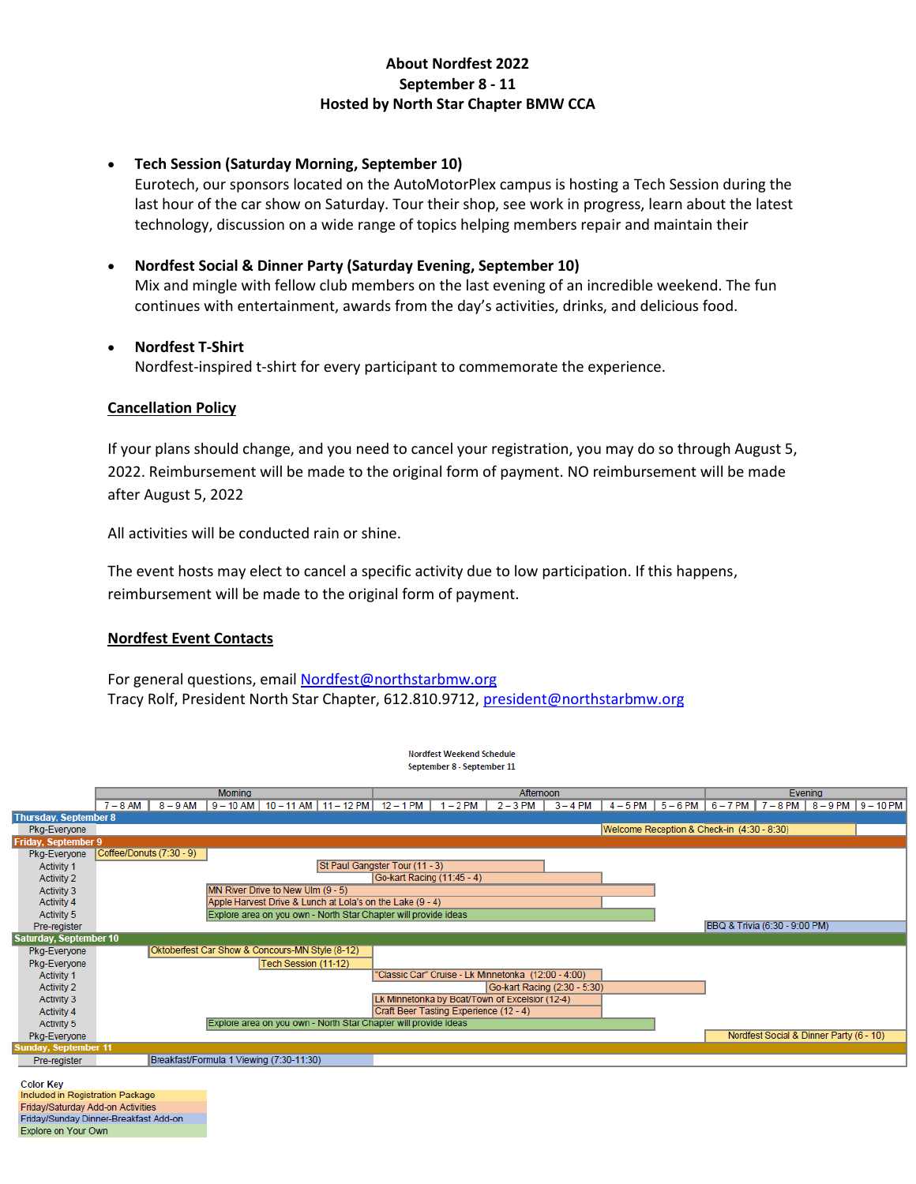**About Nordfest 2022**
**September 8 - 11**
**Hosted by North Star Chapter BMW CCA**

- **Tech Session (Saturday Morning, September 10)**
  Eurotech, our sponsors located on the AutoMotorPlex campus is hosting a Tech Session during the last hour of the car show on Saturday. Tour their shop, see work in progress, learn about the latest technology, discussion on a wide range of topics helping members repair and maintain their

- **Nordfest Social & Dinner Party (Saturday Evening, September 10)**
  Mix and mingle with fellow club members on the last evening of an incredible weekend. The fun continues with entertainment, awards from the day's activities, drinks, and delicious food.

- **Nordfest T-Shirt**
  Nordfest-inspired t-shirt for every participant to commemorate the experience.

## Cancellation Policy

If your plans should change, and you need to cancel your registration, you may do so through August 5, 2022. Reimbursement will be made to the original form of payment. NO reimbursement will be made after August 5, 2022

All activities will be conducted rain or shine.

The event hosts may elect to cancel a specific activity due to low participation. If this happens, reimbursement will be made to the original form of payment.

## Nordfest Event Contacts

For general questions, email Nordfest@northstarbmw.org
Tracy Rolf, President North Star Chapter, 612.810.9712, president@northstarbmw.org

Nordfest Weekend Schedule
September 8 - September 11

| | Morning | | | | | Afternoon | | | | | | Evening | | | |
|---|---|---|---|---|---|---|---|---|---|---|---|---|---|---|---|
| | 7 – 8 AM | 8 – 9 AM | 9 – 10 AM | 10 – 11 AM | 11 – 12 PM | 12 – 1 PM | 1 – 2 PM | 2 – 3 PM | 3 – 4 PM | 4 – 5 PM | 5 – 6 PM | 6 – 7 PM | 7 – 8 PM | 8 – 9 PM | 9 – 10 PM |
| **Thursday, September 8** | | | | | | | | | | | | | | | |
| Pkg-Everyone | | | | | | | | | | Welcome Reception & Check-in (4:30 - 8:30) | | | | | |
| **Friday, September 9** | | | | | | | | | | | | | | | |
| Pkg-Everyone | Coffee/Donuts (7:30 - 9) | | | | | | | | | | | | | | |
| Activity 1 | | | | | St Paul Gangster Tour (11 - 3) | | | | | | | | | | |
| Activity 2 | | | | | | Go-kart Racing (11:45 - 4) | | | | | | | | | |
| Activity 3 | | | MN River Drive to New Ulm (9 - 5) | | | | | | | | | | | | |
| Activity 4 | | | Apple Harvest Drive & Lunch at Lola's on the Lake (9 - 4) | | | | | | | | | | | | |
| Activity 5 | | | Explore area on you own - North Star Chapter will provide ideas | | | | | | | | | | | | |
| Pre-register | | | | | | | | | | | | BBQ & Trivia (6:30 - 9:00 PM) | | | |
| **Saturday, September 10** | | | | | | | | | | | | | | | |
| Pkg-Everyone | | Oktoberfest Car Show & Concours-MN Style (8-12) | | | | | | | | | | | | | |
| Pkg-Everyone | | | | Tech Session (11-12) | | | | | | | | | | | |
| Activity 1 | | | | | | "Classic Car" Cruise - Lk Minnetonka (12:00 - 4:00) | | | | | | | | | |
| Activity 2 | | | | | | | | Go-kart Racing (2:30 - 5:30) | | | | | | | |
| Activity 3 | | | | | | Lk Minnetonka by Boat/Town of Excelsior (12-4) | | | | | | | | | |
| Activity 4 | | | | | | Craft Beer Tasting Experience (12 - 4) | | | | | | | | | |
| Activity 5 | | | Explore area on you own - North Star Chapter will provide ideas | | | | | | | | | | | | |
| Pkg-Everyone | | | | | | | | | | | | Nordfest Social & Dinner Party (6 - 10) | | | |
| **Sunday, September 11** | | | | | | | | | | | | | | | |
| Pre-register | | Breakfast/Formula 1 Viewing (7:30-11:30) | | | | | | | | | | | | | |

Color Key
Included in Registration Package
Friday/Saturday Add-on Activities
Friday/Sunday Dinner-Breakfast Add-on
Explore on Your Own